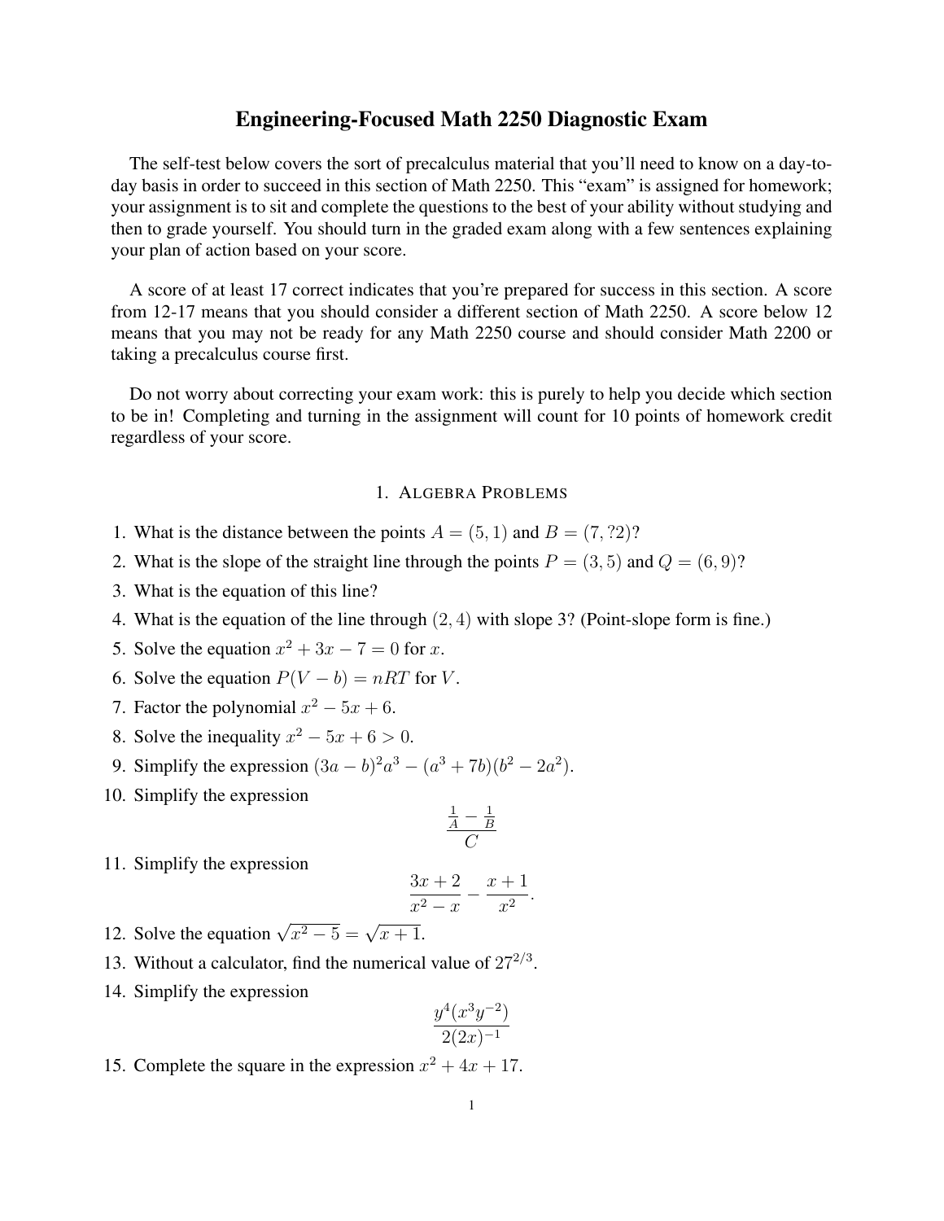# Engineering-Focused Math 2250 Diagnostic Exam

The self-test below covers the sort of precalculus material that you'll need to know on a day-to-day basis in order to succeed in this section of Math 2250. This "exam" is assigned for homework; your assignment is to sit and complete the questions to the best of your ability without studying and then to grade yourself. You should turn in the graded exam along with a few sentences explaining your plan of action based on your score.

A score of at least 17 correct indicates that you're prepared for success in this section. A score from 12-17 means that you should consider a different section of Math 2250. A score below 12 means that you may not be ready for any Math 2250 course and should consider Math 2200 or taking a precalculus course first.

Do not worry about correcting your exam work: this is purely to help you decide which section to be in! Completing and turning in the assignment will count for 10 points of homework credit regardless of your score.

## 1. Algebra Problems

1. What is the distance between the points $A = (5, 1)$ and $B = (7, ?2)$?
2. What is the slope of the straight line through the points $P = (3, 5)$ and $Q = (6, 9)$?
3. What is the equation of this line?
4. What is the equation of the line through $(2, 4)$ with slope 3? (Point-slope form is fine.)
5. Solve the equation $x^2 + 3x - 7 = 0$ for $x$.
6. Solve the equation $P(V - b) = nRT$ for $V$.
7. Factor the polynomial $x^2 - 5x + 6$.
8. Solve the inequality $x^2 - 5x + 6 > 0$.
9. Simplify the expression $(3a - b)^2 a^3 - (a^3 + 7b)(b^2 - 2a^2)$.
10. Simplify the expression
$$\frac{\frac{1}{A} - \frac{1}{B}}{C}$$
11. Simplify the expression
$$\frac{3x + 2}{x^2 - x} - \frac{x + 1}{x^2}.$$
12. Solve the equation $\sqrt{x^2 - 5} = \sqrt{x + 1}$.
13. Without a calculator, find the numerical value of $27^{2/3}$.
14. Simplify the expression
$$\frac{y^4(x^3 y^{-2})}{2(2x)^{-1}}$$
15. Complete the square in the expression $x^2 + 4x + 17$.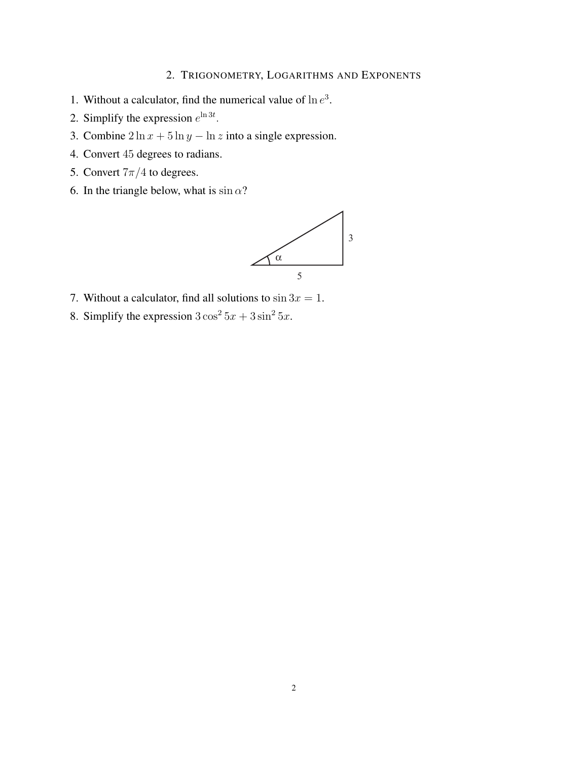## 2. Trigonometry, Logarithms and Exponents

1. Without a calculator, find the numerical value of $\ln e^3$.
2. Simplify the expression $e^{\ln 3t}$.
3. Combine $2 \ln x + 5 \ln y - \ln z$ into a single expression.
4. Convert $45$ degrees to radians.
5. Convert $7\pi/4$ to degrees.
6. In the triangle below, what is $\sin \alpha$?

3

α

5

7. Without a calculator, find all solutions to $\sin 3x = 1$.
8. Simplify the expression $3 \cos^2 5x + 3 \sin^2 5x$.